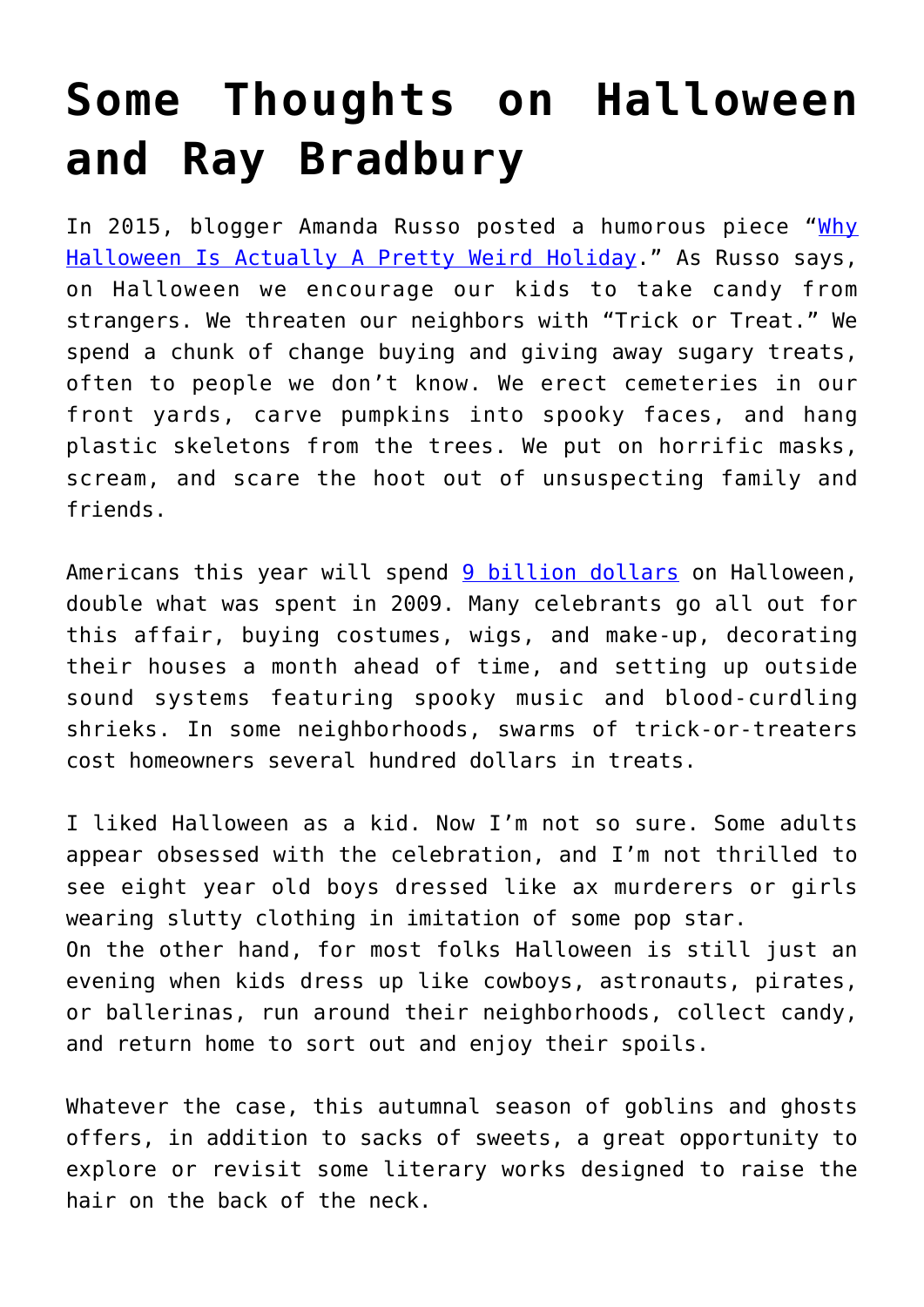# Some Thoughts on Halloween and Ray Bradbury

In 2015, blogger Amanda Russo posted a humorous piece "[Why Halloween Is Actually A Pretty Weird Holiday](#)." As Russo says, on Halloween we encourage our kids to take candy from strangers. We threaten our neighbors with "Trick or Treat." We spend a chunk of change buying and giving away sugary treats, often to people we don't know. We erect cemeteries in our front yards, carve pumpkins into spooky faces, and hang plastic skeletons from the trees. We put on horrific masks, scream, and scare the hoot out of unsuspecting family and friends.

Americans this year will spend [9 billion dollars](#) on Halloween, double what was spent in 2009. Many celebrants go all out for this affair, buying costumes, wigs, and make-up, decorating their houses a month ahead of time, and setting up outside sound systems featuring spooky music and blood-curdling shrieks. In some neighborhoods, swarms of trick-or-treaters cost homeowners several hundred dollars in treats.

I liked Halloween as a kid. Now I'm not so sure. Some adults appear obsessed with the celebration, and I'm not thrilled to see eight year old boys dressed like ax murderers or girls wearing slutty clothing in imitation of some pop star.
On the other hand, for most folks Halloween is still just an evening when kids dress up like cowboys, astronauts, pirates, or ballerinas, run around their neighborhoods, collect candy, and return home to sort out and enjoy their spoils.

Whatever the case, this autumnal season of goblins and ghosts offers, in addition to sacks of sweets, a great opportunity to explore or revisit some literary works designed to raise the hair on the back of the neck.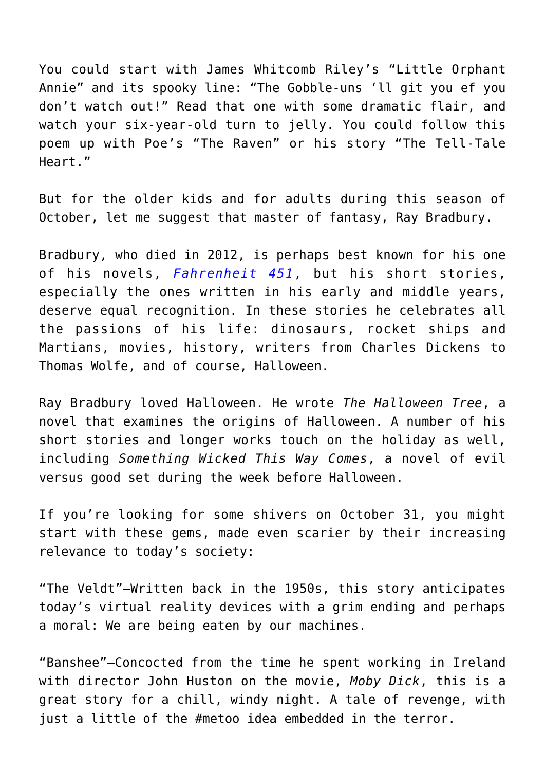You could start with James Whitcomb Riley's "Little Orphant Annie" and its spooky line: "The Gobble-uns 'll git you ef you don't watch out!" Read that one with some dramatic flair, and watch your six-year-old turn to jelly. You could follow this poem up with Poe's "The Raven" or his story "The Tell-Tale Heart."

But for the older kids and for adults during this season of October, let me suggest that master of fantasy, Ray Bradbury.

Bradbury, who died in 2012, is perhaps best known for his one of his novels, *Fahrenheit 451*, but his short stories, especially the ones written in his early and middle years, deserve equal recognition. In these stories he celebrates all the passions of his life: dinosaurs, rocket ships and Martians, movies, history, writers from Charles Dickens to Thomas Wolfe, and of course, Halloween.

Ray Bradbury loved Halloween. He wrote *The Halloween Tree*, a novel that examines the origins of Halloween. A number of his short stories and longer works touch on the holiday as well, including *Something Wicked This Way Comes*, a novel of evil versus good set during the week before Halloween.

If you're looking for some shivers on October 31, you might start with these gems, made even scarier by their increasing relevance to today's society:

"The Veldt"—Written back in the 1950s, this story anticipates today's virtual reality devices with a grim ending and perhaps a moral: We are being eaten by our machines.

"Banshee"—Concocted from the time he spent working in Ireland with director John Huston on the movie, *Moby Dick*, this is a great story for a chill, windy night. A tale of revenge, with just a little of the #metoo idea embedded in the terror.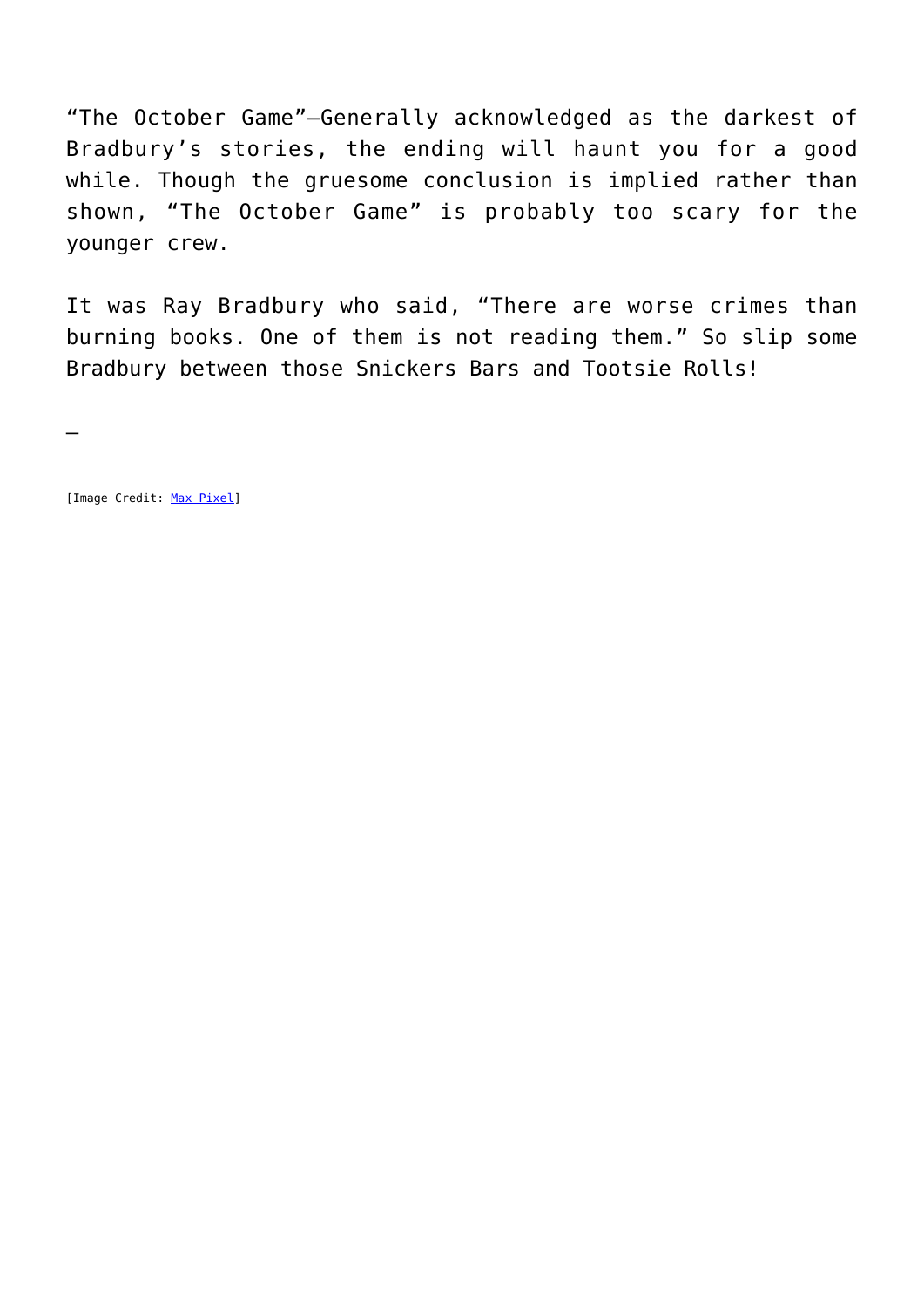"The October Game"—Generally acknowledged as the darkest of Bradbury's stories, the ending will haunt you for a good while. Though the gruesome conclusion is implied rather than shown, "The October Game" is probably too scary for the younger crew.

It was Ray Bradbury who said, "There are worse crimes than burning books. One of them is not reading them." So slip some Bradbury between those Snickers Bars and Tootsie Rolls!

—

[Image Credit: Max Pixel]